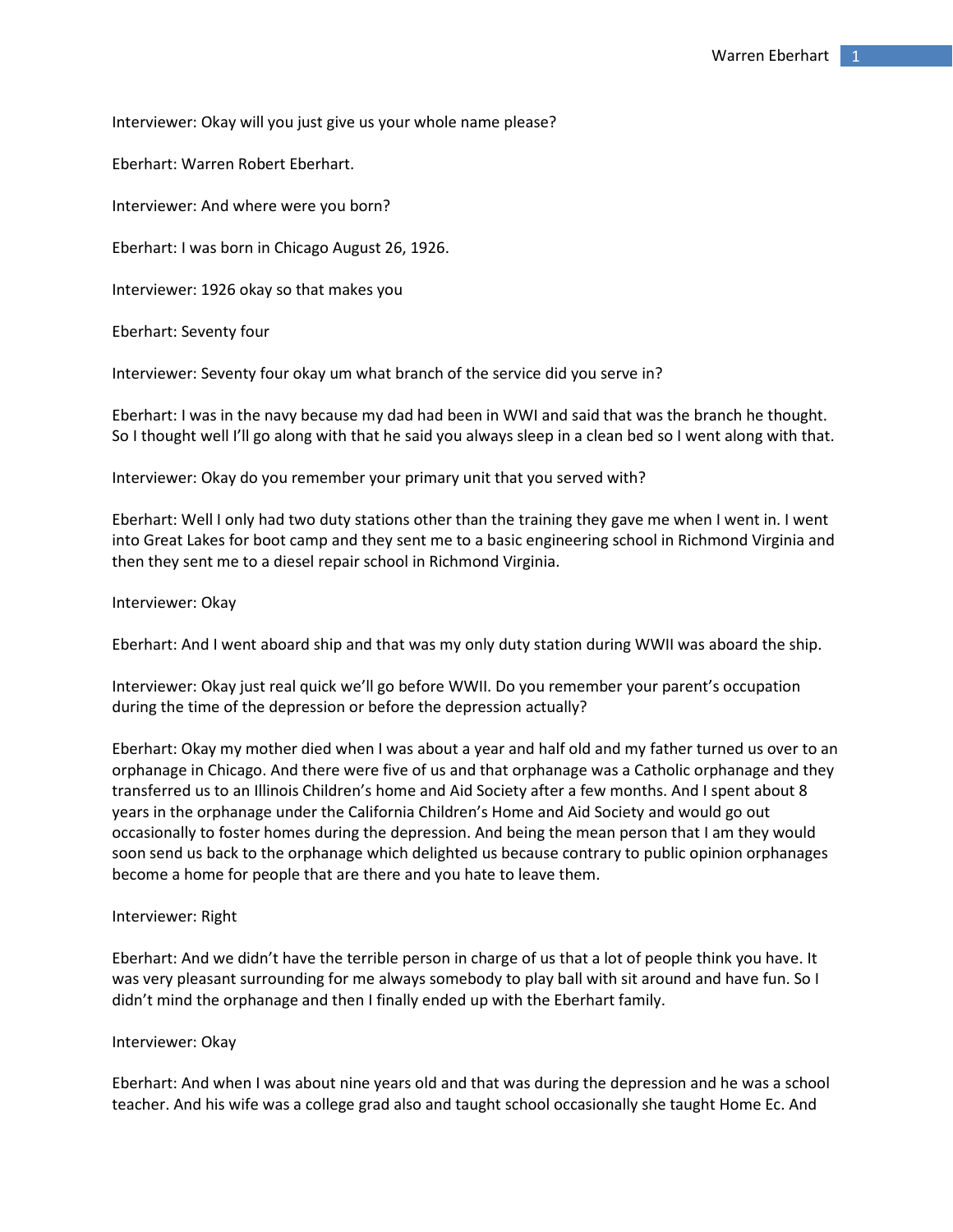Interviewer: Okay will you just give us your whole name please?

Eberhart: Warren Robert Eberhart.

Interviewer: And where were you born?

Eberhart: I was born in Chicago August 26, 1926.

Interviewer: 1926 okay so that makes you

Eberhart: Seventy four

Interviewer: Seventy four okay um what branch of the service did you serve in?

Eberhart: I was in the navy because my dad had been in WWI and said that was the branch he thought. So I thought well I'll go along with that he said you always sleep in a clean bed so I went along with that.

Interviewer: Okay do you remember your primary unit that you served with?

Eberhart: Well I only had two duty stations other than the training they gave me when I went in. I went into Great Lakes for boot camp and they sent me to a basic engineering school in Richmond Virginia and then they sent me to a diesel repair school in Richmond Virginia.

Interviewer: Okay

Eberhart: And I went aboard ship and that was my only duty station during WWII was aboard the ship.

Interviewer: Okay just real quick we'll go before WWII. Do you remember your parent's occupation during the time of the depression or before the depression actually?

Eberhart: Okay my mother died when I was about a year and half old and my father turned us over to an orphanage in Chicago. And there were five of us and that orphanage was a Catholic orphanage and they transferred us to an Illinois Children's home and Aid Society after a few months. And I spent about 8 years in the orphanage under the California Children's Home and Aid Society and would go out occasionally to foster homes during the depression. And being the mean person that I am they would soon send us back to the orphanage which delighted us because contrary to public opinion orphanages become a home for people that are there and you hate to leave them.

Interviewer: Right

Eberhart: And we didn't have the terrible person in charge of us that a lot of people think you have. It was very pleasant surrounding for me always somebody to play ball with sit around and have fun. So I didn't mind the orphanage and then I finally ended up with the Eberhart family.

Interviewer: Okay

Eberhart: And when I was about nine years old and that was during the depression and he was a school teacher. And his wife was a college grad also and taught school occasionally she taught Home Ec. And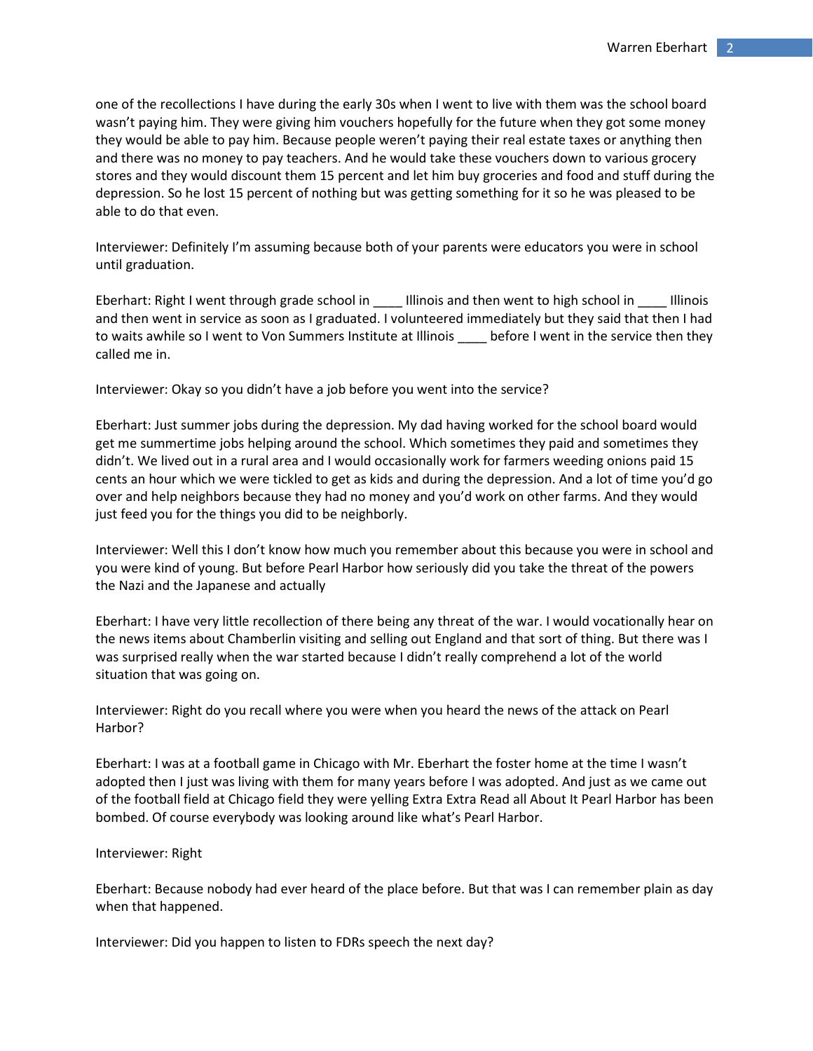one of the recollections I have during the early 30s when I went to live with them was the school board wasn't paying him. They were giving him vouchers hopefully for the future when they got some money they would be able to pay him. Because people weren't paying their real estate taxes or anything then and there was no money to pay teachers. And he would take these vouchers down to various grocery stores and they would discount them 15 percent and let him buy groceries and food and stuff during the depression. So he lost 15 percent of nothing but was getting something for it so he was pleased to be able to do that even.

Interviewer: Definitely I'm assuming because both of your parents were educators you were in school until graduation.

Eberhart: Right I went through grade school in ____ Illinois and then went to high school in ____ Illinois and then went in service as soon as I graduated. I volunteered immediately but they said that then I had to waits awhile so I went to Von Summers Institute at Illinois ____ before I went in the service then they called me in.

Interviewer: Okay so you didn't have a job before you went into the service?

Eberhart: Just summer jobs during the depression. My dad having worked for the school board would get me summertime jobs helping around the school. Which sometimes they paid and sometimes they didn't. We lived out in a rural area and I would occasionally work for farmers weeding onions paid 15 cents an hour which we were tickled to get as kids and during the depression. And a lot of time you'd go over and help neighbors because they had no money and you'd work on other farms. And they would just feed you for the things you did to be neighborly.

Interviewer: Well this I don't know how much you remember about this because you were in school and you were kind of young. But before Pearl Harbor how seriously did you take the threat of the powers the Nazi and the Japanese and actually

Eberhart: I have very little recollection of there being any threat of the war. I would vocationally hear on the news items about Chamberlin visiting and selling out England and that sort of thing. But there was I was surprised really when the war started because I didn't really comprehend a lot of the world situation that was going on.

Interviewer: Right do you recall where you were when you heard the news of the attack on Pearl Harbor?

Eberhart: I was at a football game in Chicago with Mr. Eberhart the foster home at the time I wasn't adopted then I just was living with them for many years before I was adopted. And just as we came out of the football field at Chicago field they were yelling Extra Extra Read all About It Pearl Harbor has been bombed. Of course everybody was looking around like what's Pearl Harbor.

Interviewer: Right

Eberhart: Because nobody had ever heard of the place before. But that was I can remember plain as day when that happened.

Interviewer: Did you happen to listen to FDRs speech the next day?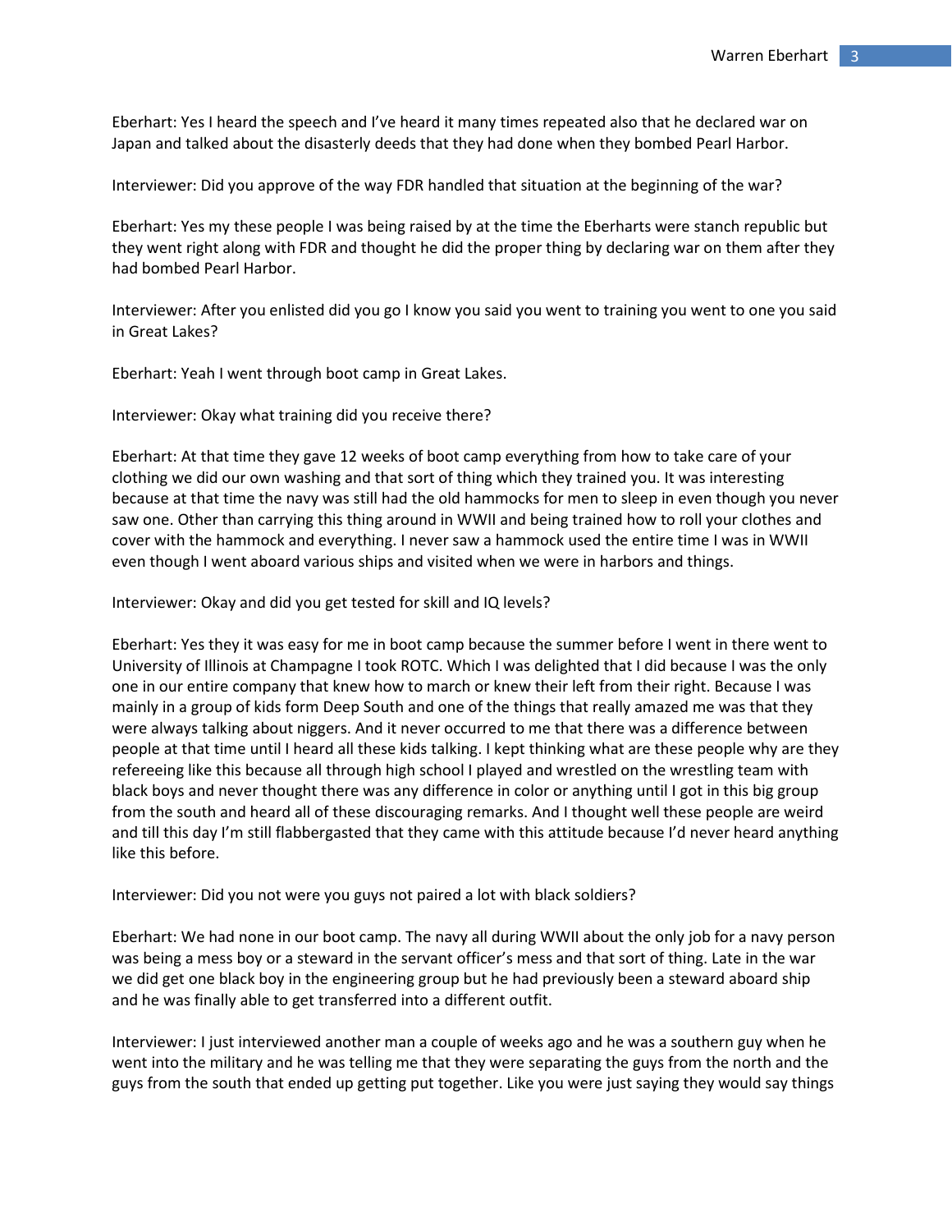Eberhart: Yes I heard the speech and I've heard it many times repeated also that he declared war on Japan and talked about the disasterly deeds that they had done when they bombed Pearl Harbor.

Interviewer: Did you approve of the way FDR handled that situation at the beginning of the war?

Eberhart: Yes my these people I was being raised by at the time the Eberharts were stanch republic but they went right along with FDR and thought he did the proper thing by declaring war on them after they had bombed Pearl Harbor.

Interviewer: After you enlisted did you go I know you said you went to training you went to one you said in Great Lakes?

Eberhart: Yeah I went through boot camp in Great Lakes.

Interviewer: Okay what training did you receive there?

Eberhart: At that time they gave 12 weeks of boot camp everything from how to take care of your clothing we did our own washing and that sort of thing which they trained you. It was interesting because at that time the navy was still had the old hammocks for men to sleep in even though you never saw one. Other than carrying this thing around in WWII and being trained how to roll your clothes and cover with the hammock and everything. I never saw a hammock used the entire time I was in WWII even though I went aboard various ships and visited when we were in harbors and things.

Interviewer: Okay and did you get tested for skill and IQ levels?

Eberhart: Yes they it was easy for me in boot camp because the summer before I went in there went to University of Illinois at Champagne I took ROTC. Which I was delighted that I did because I was the only one in our entire company that knew how to march or knew their left from their right. Because I was mainly in a group of kids form Deep South and one of the things that really amazed me was that they were always talking about niggers. And it never occurred to me that there was a difference between people at that time until I heard all these kids talking. I kept thinking what are these people why are they refereeing like this because all through high school I played and wrestled on the wrestling team with black boys and never thought there was any difference in color or anything until I got in this big group from the south and heard all of these discouraging remarks. And I thought well these people are weird and till this day I'm still flabbergasted that they came with this attitude because I'd never heard anything like this before.

Interviewer: Did you not were you guys not paired a lot with black soldiers?

Eberhart: We had none in our boot camp. The navy all during WWII about the only job for a navy person was being a mess boy or a steward in the servant officer's mess and that sort of thing. Late in the war we did get one black boy in the engineering group but he had previously been a steward aboard ship and he was finally able to get transferred into a different outfit.

Interviewer: I just interviewed another man a couple of weeks ago and he was a southern guy when he went into the military and he was telling me that they were separating the guys from the north and the guys from the south that ended up getting put together. Like you were just saying they would say things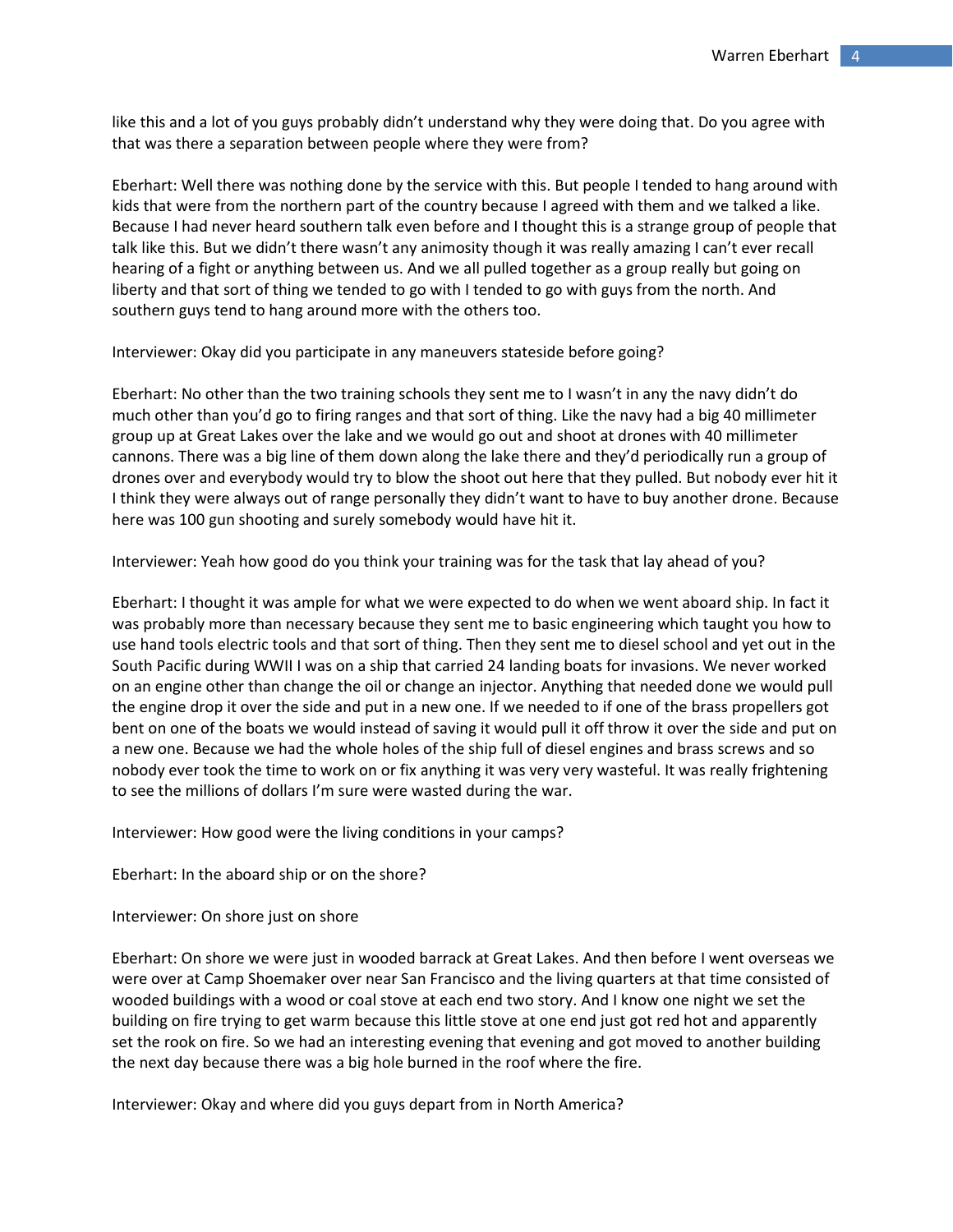like this and a lot of you guys probably didn't understand why they were doing that. Do you agree with that was there a separation between people where they were from?

Eberhart: Well there was nothing done by the service with this. But people I tended to hang around with kids that were from the northern part of the country because I agreed with them and we talked a like. Because I had never heard southern talk even before and I thought this is a strange group of people that talk like this. But we didn't there wasn't any animosity though it was really amazing I can't ever recall hearing of a fight or anything between us. And we all pulled together as a group really but going on liberty and that sort of thing we tended to go with I tended to go with guys from the north. And southern guys tend to hang around more with the others too.

Interviewer: Okay did you participate in any maneuvers stateside before going?

Eberhart: No other than the two training schools they sent me to I wasn't in any the navy didn't do much other than you'd go to firing ranges and that sort of thing. Like the navy had a big 40 millimeter group up at Great Lakes over the lake and we would go out and shoot at drones with 40 millimeter cannons. There was a big line of them down along the lake there and they'd periodically run a group of drones over and everybody would try to blow the shoot out here that they pulled. But nobody ever hit it I think they were always out of range personally they didn't want to have to buy another drone. Because here was 100 gun shooting and surely somebody would have hit it.

Interviewer: Yeah how good do you think your training was for the task that lay ahead of you?

Eberhart: I thought it was ample for what we were expected to do when we went aboard ship. In fact it was probably more than necessary because they sent me to basic engineering which taught you how to use hand tools electric tools and that sort of thing. Then they sent me to diesel school and yet out in the South Pacific during WWII I was on a ship that carried 24 landing boats for invasions. We never worked on an engine other than change the oil or change an injector. Anything that needed done we would pull the engine drop it over the side and put in a new one. If we needed to if one of the brass propellers got bent on one of the boats we would instead of saving it would pull it off throw it over the side and put on a new one. Because we had the whole holes of the ship full of diesel engines and brass screws and so nobody ever took the time to work on or fix anything it was very very wasteful. It was really frightening to see the millions of dollars I'm sure were wasted during the war.

Interviewer: How good were the living conditions in your camps?

Eberhart: In the aboard ship or on the shore?

Interviewer: On shore just on shore

Eberhart: On shore we were just in wooded barrack at Great Lakes. And then before I went overseas we were over at Camp Shoemaker over near San Francisco and the living quarters at that time consisted of wooded buildings with a wood or coal stove at each end two story. And I know one night we set the building on fire trying to get warm because this little stove at one end just got red hot and apparently set the rook on fire. So we had an interesting evening that evening and got moved to another building the next day because there was a big hole burned in the roof where the fire.

Interviewer: Okay and where did you guys depart from in North America?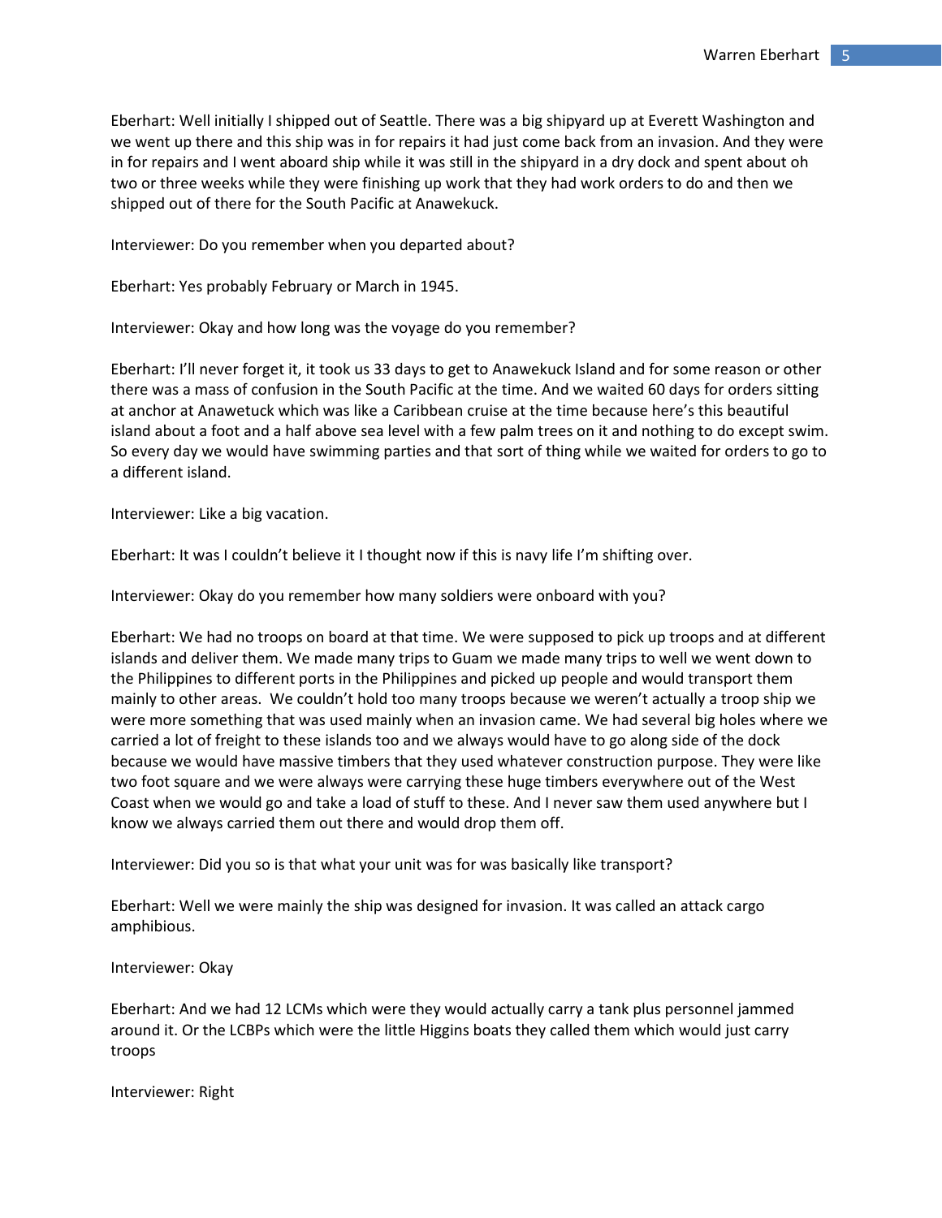Eberhart: Well initially I shipped out of Seattle. There was a big shipyard up at Everett Washington and we went up there and this ship was in for repairs it had just come back from an invasion. And they were in for repairs and I went aboard ship while it was still in the shipyard in a dry dock and spent about oh two or three weeks while they were finishing up work that they had work orders to do and then we shipped out of there for the South Pacific at Anawekuck.

Interviewer: Do you remember when you departed about?

Eberhart: Yes probably February or March in 1945.

Interviewer: Okay and how long was the voyage do you remember?

Eberhart: I'll never forget it, it took us 33 days to get to Anawekuck Island and for some reason or other there was a mass of confusion in the South Pacific at the time. And we waited 60 days for orders sitting at anchor at Anawetuck which was like a Caribbean cruise at the time because here's this beautiful island about a foot and a half above sea level with a few palm trees on it and nothing to do except swim. So every day we would have swimming parties and that sort of thing while we waited for orders to go to a different island.

Interviewer: Like a big vacation.

Eberhart: It was I couldn't believe it I thought now if this is navy life I'm shifting over.

Interviewer: Okay do you remember how many soldiers were onboard with you?

Eberhart: We had no troops on board at that time. We were supposed to pick up troops and at different islands and deliver them. We made many trips to Guam we made many trips to well we went down to the Philippines to different ports in the Philippines and picked up people and would transport them mainly to other areas. We couldn't hold too many troops because we weren't actually a troop ship we were more something that was used mainly when an invasion came. We had several big holes where we carried a lot of freight to these islands too and we always would have to go along side of the dock because we would have massive timbers that they used whatever construction purpose. They were like two foot square and we were always were carrying these huge timbers everywhere out of the West Coast when we would go and take a load of stuff to these. And I never saw them used anywhere but I know we always carried them out there and would drop them off.

Interviewer: Did you so is that what your unit was for was basically like transport?

Eberhart: Well we were mainly the ship was designed for invasion. It was called an attack cargo amphibious.

Interviewer: Okay

Eberhart: And we had 12 LCMs which were they would actually carry a tank plus personnel jammed around it. Or the LCBPs which were the little Higgins boats they called them which would just carry troops

Interviewer: Right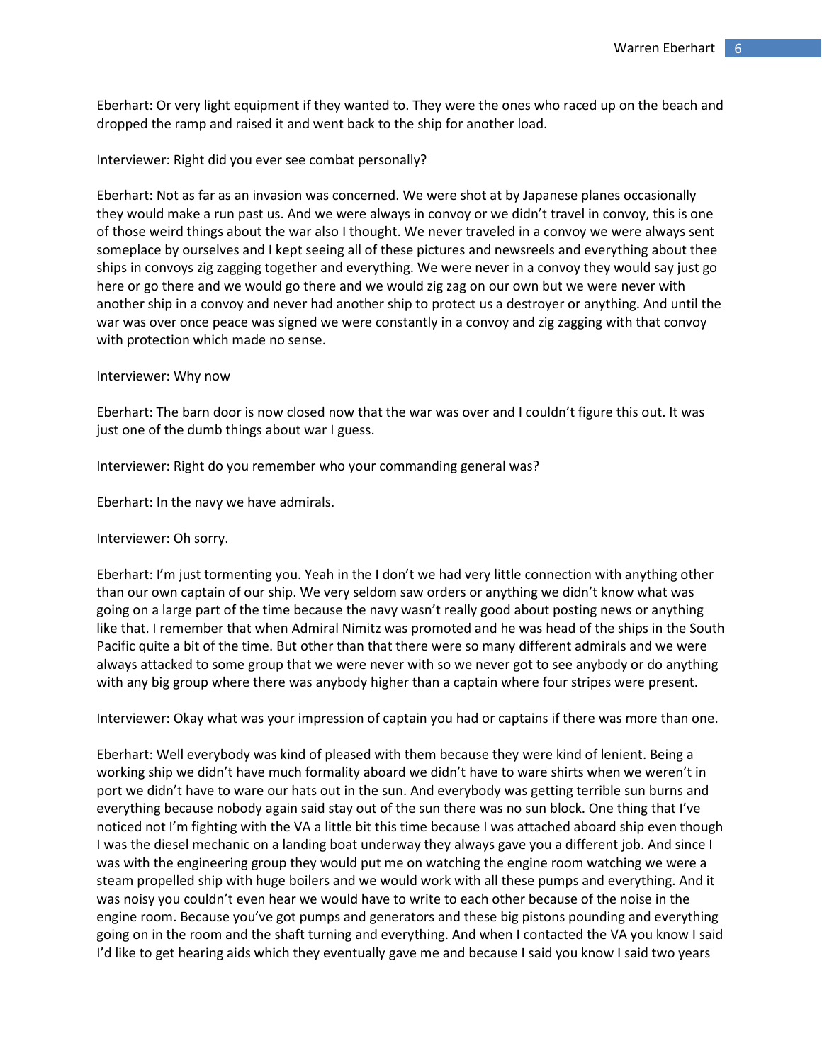Eberhart: Or very light equipment if they wanted to. They were the ones who raced up on the beach and dropped the ramp and raised it and went back to the ship for another load.

Interviewer: Right did you ever see combat personally?

Eberhart: Not as far as an invasion was concerned. We were shot at by Japanese planes occasionally they would make a run past us. And we were always in convoy or we didn't travel in convoy, this is one of those weird things about the war also I thought. We never traveled in a convoy we were always sent someplace by ourselves and I kept seeing all of these pictures and newsreels and everything about thee ships in convoys zig zagging together and everything. We were never in a convoy they would say just go here or go there and we would go there and we would zig zag on our own but we were never with another ship in a convoy and never had another ship to protect us a destroyer or anything. And until the war was over once peace was signed we were constantly in a convoy and zig zagging with that convoy with protection which made no sense.

Interviewer: Why now

Eberhart: The barn door is now closed now that the war was over and I couldn't figure this out. It was just one of the dumb things about war I guess.

Interviewer: Right do you remember who your commanding general was?

Eberhart: In the navy we have admirals.

Interviewer: Oh sorry.

Eberhart: I'm just tormenting you. Yeah in the I don't we had very little connection with anything other than our own captain of our ship. We very seldom saw orders or anything we didn't know what was going on a large part of the time because the navy wasn't really good about posting news or anything like that. I remember that when Admiral Nimitz was promoted and he was head of the ships in the South Pacific quite a bit of the time. But other than that there were so many different admirals and we were always attacked to some group that we were never with so we never got to see anybody or do anything with any big group where there was anybody higher than a captain where four stripes were present.

Interviewer: Okay what was your impression of captain you had or captains if there was more than one.

Eberhart: Well everybody was kind of pleased with them because they were kind of lenient. Being a working ship we didn't have much formality aboard we didn't have to ware shirts when we weren't in port we didn't have to ware our hats out in the sun. And everybody was getting terrible sun burns and everything because nobody again said stay out of the sun there was no sun block. One thing that I've noticed not I'm fighting with the VA a little bit this time because I was attached aboard ship even though I was the diesel mechanic on a landing boat underway they always gave you a different job. And since I was with the engineering group they would put me on watching the engine room watching we were a steam propelled ship with huge boilers and we would work with all these pumps and everything. And it was noisy you couldn't even hear we would have to write to each other because of the noise in the engine room. Because you've got pumps and generators and these big pistons pounding and everything going on in the room and the shaft turning and everything. And when I contacted the VA you know I said I'd like to get hearing aids which they eventually gave me and because I said you know I said two years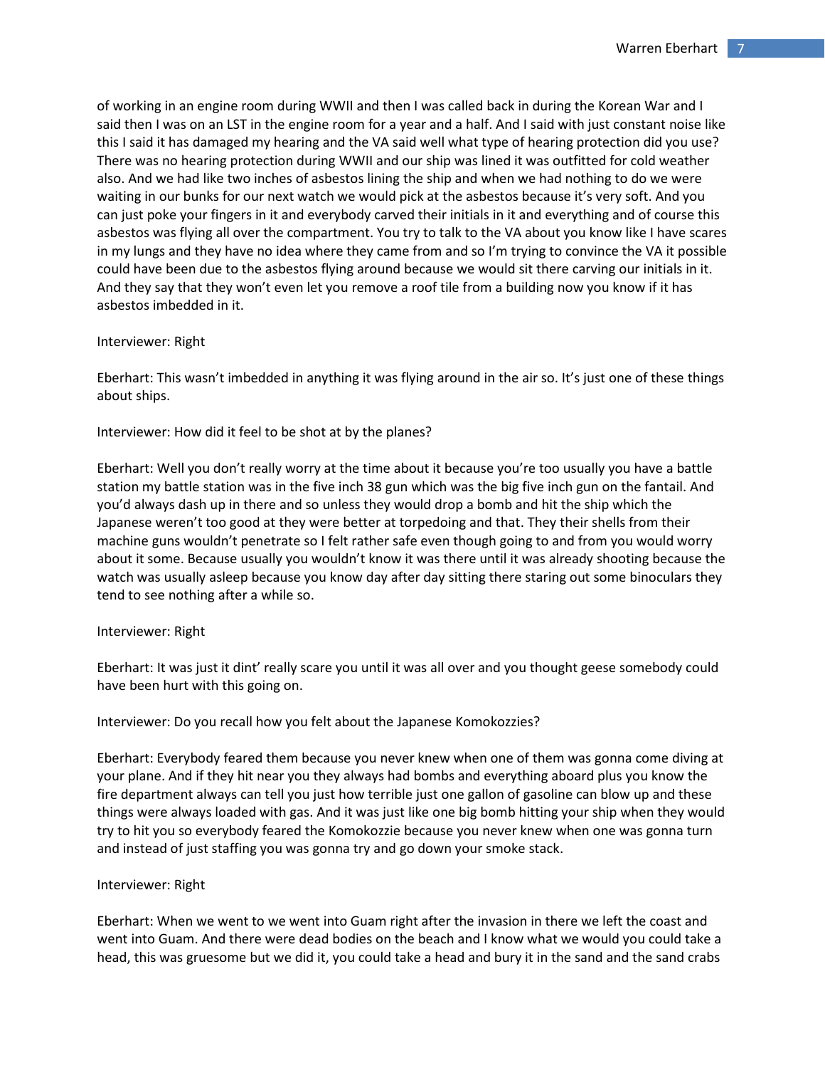of working in an engine room during WWII and then I was called back in during the Korean War and I said then I was on an LST in the engine room for a year and a half. And I said with just constant noise like this I said it has damaged my hearing and the VA said well what type of hearing protection did you use? There was no hearing protection during WWII and our ship was lined it was outfitted for cold weather also. And we had like two inches of asbestos lining the ship and when we had nothing to do we were waiting in our bunks for our next watch we would pick at the asbestos because it's very soft. And you can just poke your fingers in it and everybody carved their initials in it and everything and of course this asbestos was flying all over the compartment. You try to talk to the VA about you know like I have scares in my lungs and they have no idea where they came from and so I'm trying to convince the VA it possible could have been due to the asbestos flying around because we would sit there carving our initials in it. And they say that they won't even let you remove a roof tile from a building now you know if it has asbestos imbedded in it.

Interviewer: Right

Eberhart: This wasn't imbedded in anything it was flying around in the air so. It's just one of these things about ships.

Interviewer: How did it feel to be shot at by the planes?

Eberhart: Well you don't really worry at the time about it because you're too usually you have a battle station my battle station was in the five inch 38 gun which was the big five inch gun on the fantail. And you'd always dash up in there and so unless they would drop a bomb and hit the ship which the Japanese weren't too good at they were better at torpedoing and that. They their shells from their machine guns wouldn't penetrate so I felt rather safe even though going to and from you would worry about it some. Because usually you wouldn't know it was there until it was already shooting because the watch was usually asleep because you know day after day sitting there staring out some binoculars they tend to see nothing after a while so.

Interviewer: Right

Eberhart: It was just it dint' really scare you until it was all over and you thought geese somebody could have been hurt with this going on.

Interviewer: Do you recall how you felt about the Japanese Komokozzies?

Eberhart: Everybody feared them because you never knew when one of them was gonna come diving at your plane. And if they hit near you they always had bombs and everything aboard plus you know the fire department always can tell you just how terrible just one gallon of gasoline can blow up and these things were always loaded with gas. And it was just like one big bomb hitting your ship when they would try to hit you so everybody feared the Komokozzie because you never knew when one was gonna turn and instead of just staffing you was gonna try and go down your smoke stack.

Interviewer: Right

Eberhart: When we went to we went into Guam right after the invasion in there we left the coast and went into Guam. And there were dead bodies on the beach and I know what we would you could take a head, this was gruesome but we did it, you could take a head and bury it in the sand and the sand crabs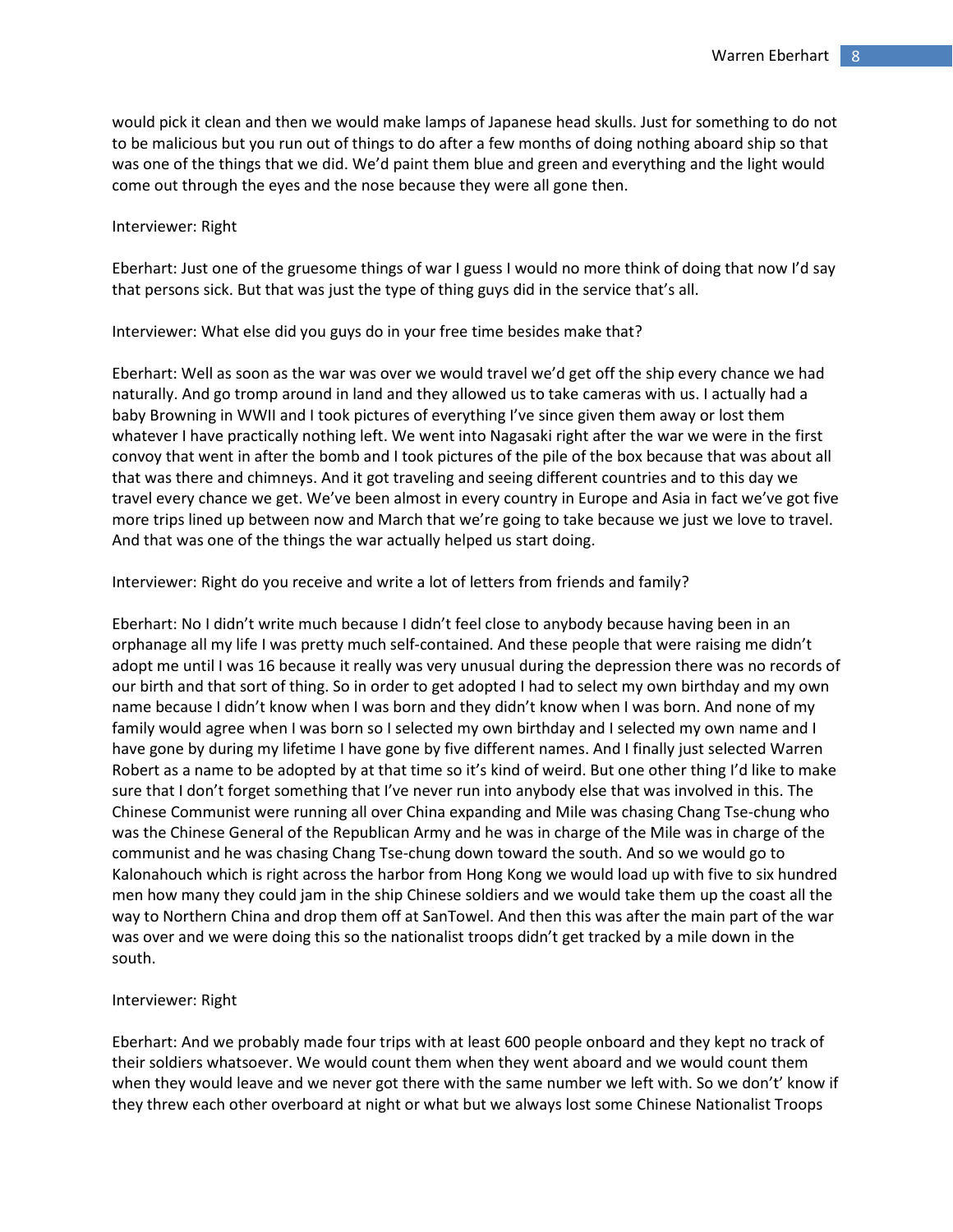would pick it clean and then we would make lamps of Japanese head skulls. Just for something to do not to be malicious but you run out of things to do after a few months of doing nothing aboard ship so that was one of the things that we did. We'd paint them blue and green and everything and the light would come out through the eyes and the nose because they were all gone then.

Interviewer: Right

Eberhart: Just one of the gruesome things of war I guess I would no more think of doing that now I'd say that persons sick. But that was just the type of thing guys did in the service that's all.

Interviewer: What else did you guys do in your free time besides make that?

Eberhart: Well as soon as the war was over we would travel we'd get off the ship every chance we had naturally. And go tromp around in land and they allowed us to take cameras with us. I actually had a baby Browning in WWII and I took pictures of everything I've since given them away or lost them whatever I have practically nothing left. We went into Nagasaki right after the war we were in the first convoy that went in after the bomb and I took pictures of the pile of the box because that was about all that was there and chimneys. And it got traveling and seeing different countries and to this day we travel every chance we get. We've been almost in every country in Europe and Asia in fact we've got five more trips lined up between now and March that we're going to take because we just we love to travel. And that was one of the things the war actually helped us start doing.

Interviewer: Right do you receive and write a lot of letters from friends and family?

Eberhart: No I didn't write much because I didn't feel close to anybody because having been in an orphanage all my life I was pretty much self-contained. And these people that were raising me didn't adopt me until I was 16 because it really was very unusual during the depression there was no records of our birth and that sort of thing. So in order to get adopted I had to select my own birthday and my own name because I didn't know when I was born and they didn't know when I was born. And none of my family would agree when I was born so I selected my own birthday and I selected my own name and I have gone by during my lifetime I have gone by five different names. And I finally just selected Warren Robert as a name to be adopted by at that time so it's kind of weird. But one other thing I'd like to make sure that I don't forget something that I've never run into anybody else that was involved in this. The Chinese Communist were running all over China expanding and Mile was chasing Chang Tse-chung who was the Chinese General of the Republican Army and he was in charge of the Mile was in charge of the communist and he was chasing Chang Tse-chung down toward the south. And so we would go to Kalonahouch which is right across the harbor from Hong Kong we would load up with five to six hundred men how many they could jam in the ship Chinese soldiers and we would take them up the coast all the way to Northern China and drop them off at SanTowel. And then this was after the main part of the war was over and we were doing this so the nationalist troops didn't get tracked by a mile down in the south.

Interviewer: Right

Eberhart: And we probably made four trips with at least 600 people onboard and they kept no track of their soldiers whatsoever. We would count them when they went aboard and we would count them when they would leave and we never got there with the same number we left with. So we don't' know if they threw each other overboard at night or what but we always lost some Chinese Nationalist Troops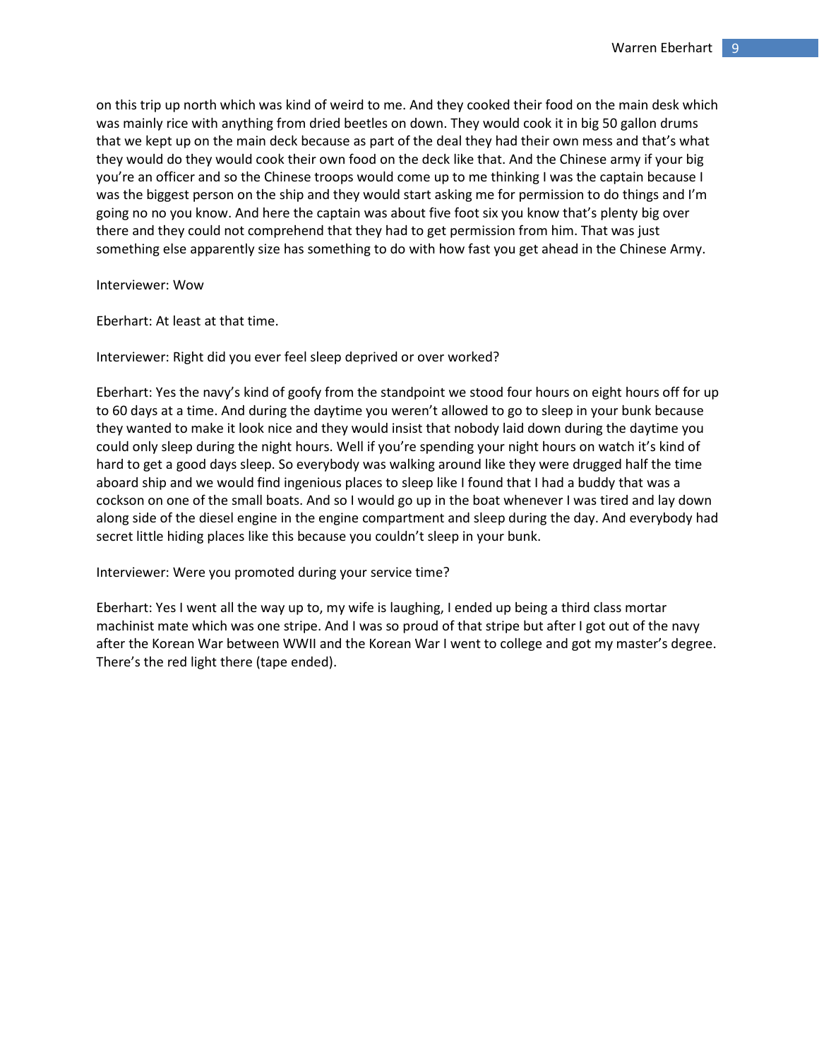on this trip up north which was kind of weird to me. And they cooked their food on the main desk which was mainly rice with anything from dried beetles on down. They would cook it in big 50 gallon drums that we kept up on the main deck because as part of the deal they had their own mess and that's what they would do they would cook their own food on the deck like that. And the Chinese army if your big you're an officer and so the Chinese troops would come up to me thinking I was the captain because I was the biggest person on the ship and they would start asking me for permission to do things and I'm going no no you know. And here the captain was about five foot six you know that's plenty big over there and they could not comprehend that they had to get permission from him. That was just something else apparently size has something to do with how fast you get ahead in the Chinese Army.

Interviewer: Wow

Eberhart: At least at that time.

Interviewer: Right did you ever feel sleep deprived or over worked?

Eberhart: Yes the navy's kind of goofy from the standpoint we stood four hours on eight hours off for up to 60 days at a time. And during the daytime you weren't allowed to go to sleep in your bunk because they wanted to make it look nice and they would insist that nobody laid down during the daytime you could only sleep during the night hours. Well if you're spending your night hours on watch it's kind of hard to get a good days sleep. So everybody was walking around like they were drugged half the time aboard ship and we would find ingenious places to sleep like I found that I had a buddy that was a cockson on one of the small boats. And so I would go up in the boat whenever I was tired and lay down along side of the diesel engine in the engine compartment and sleep during the day. And everybody had secret little hiding places like this because you couldn't sleep in your bunk.

Interviewer: Were you promoted during your service time?

Eberhart: Yes I went all the way up to, my wife is laughing, I ended up being a third class mortar machinist mate which was one stripe. And I was so proud of that stripe but after I got out of the navy after the Korean War between WWII and the Korean War I went to college and got my master's degree. There's the red light there (tape ended).